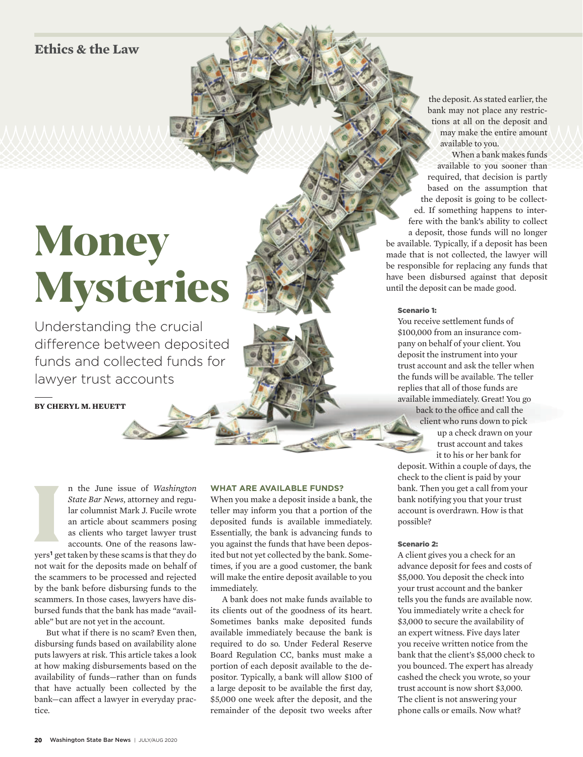Ethics & the Law

# Money Mysteries

Understanding the crucial difference between deposited funds and collected funds for lawyer trust accounts

BY CHERYL M. HEUETT

In the June issue of *Washington State Bar News*, attorney and regular columnist Mark J. Fucile wrote an article about scammers posing as clients who target lawyer trust accounts. One of the reasons lawyers[1] get taken by these scams is that they do not wait for the deposits made on behalf of the scammers to be processed and rejected by the bank before disbursing funds to the scammers. In those cases, lawyers have disbursed funds that the bank has made "available" but are not yet in the account.

But what if there is no scam? Even then, disbursing funds based on availability alone puts lawyers at risk. This article takes a look at how making disbursements based on the availability of funds—rather than on funds that have actually been collected by the bank—can affect a lawyer in everyday practice.

## WHAT ARE AVAILABLE FUNDS?

When you make a deposit inside a bank, the teller may inform you that a portion of the deposited funds is available immediately. Essentially, the bank is advancing funds to you against the funds that have been deposited but not yet collected by the bank. Sometimes, if you are a good customer, the bank will make the entire deposit available to you immediately.

A bank does not make funds available to its clients out of the goodness of its heart. Sometimes banks make deposited funds available immediately because the bank is required to do so. Under Federal Reserve Board Regulation CC, banks must make a portion of each deposit available to the depositor. Typically, a bank will allow $100 of a large deposit to be available the first day, $5,000 one week after the deposit, and the remainder of the deposit two weeks after the deposit. As stated earlier, the bank may not place any restrictions at all on the deposit and may make the entire amount available to you.

When a bank makes funds available to you sooner than required, that decision is partly based on the assumption that the deposit is going to be collected. If something happens to interfere with the bank's ability to collect a deposit, those funds will no longer be available. Typically, if a deposit has been made that is not collected, the lawyer will be responsible for replacing any funds that have been disbursed against that deposit until the deposit can be made good.

**Scenario 1:**

You receive settlement funds of $100,000 from an insurance company on behalf of your client. You deposit the instrument into your trust account and ask the teller when the funds will be available. The teller replies that all of those funds are available immediately. Great! You go back to the office and call the client who runs down to pick up a check drawn on your trust account and takes it to his or her bank for deposit. Within a couple of days, the check to the client is paid by your bank. Then you get a call from your bank notifying you that your trust account is overdrawn. How is that possible?

**Scenario 2:**

A client gives you a check for an advance deposit for fees and costs of $5,000. You deposit the check into your trust account and the banker tells you the funds are available now. You immediately write a check for $3,000 to secure the availability of an expert witness. Five days later you receive written notice from the bank that the client's $5,000 check to you bounced. The expert has already cashed the check you wrote, so your trust account is now short $3,000. The client is not answering your phone calls or emails. Now what?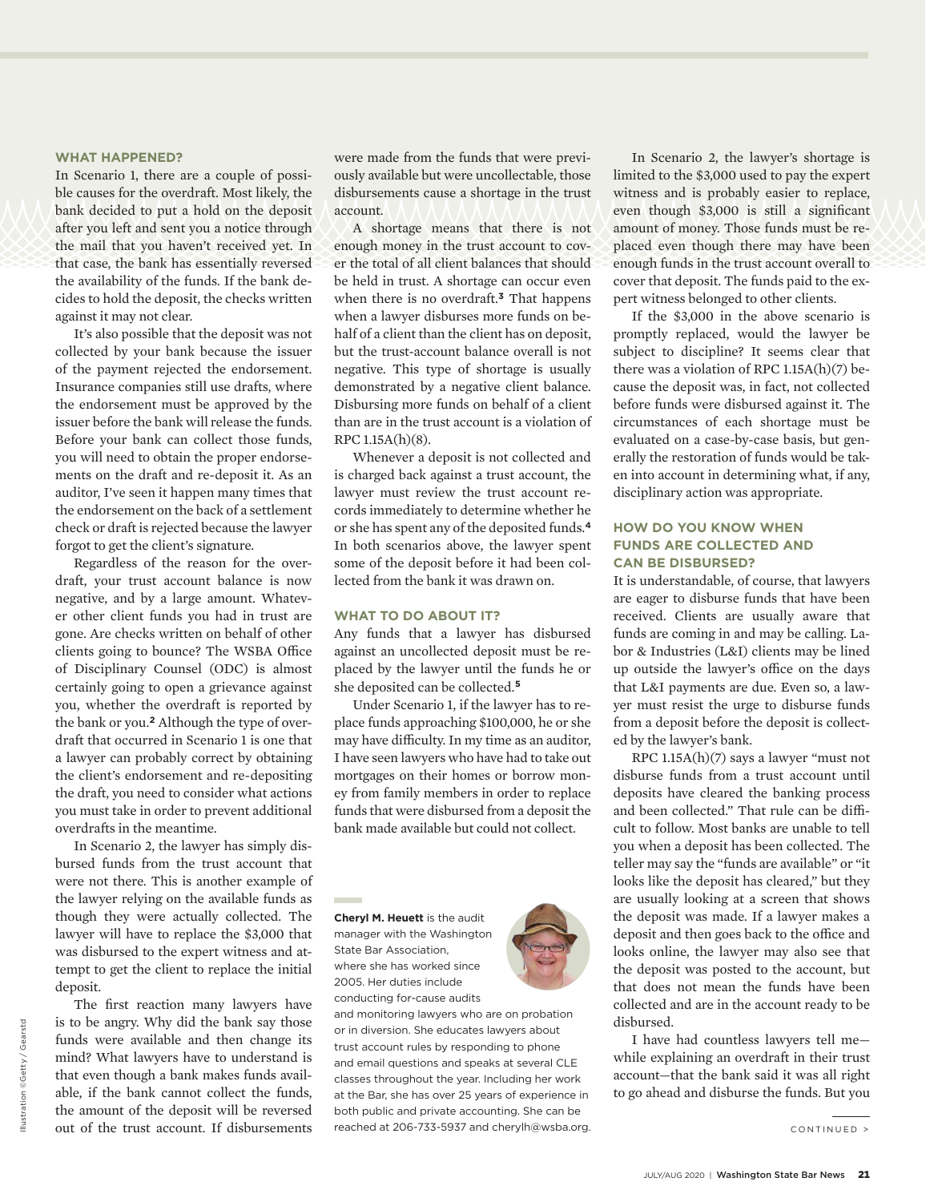## WHAT HAPPENED?

In Scenario 1, there are a couple of possible causes for the overdraft. Most likely, the bank decided to put a hold on the deposit after you left and sent you a notice through the mail that you haven't received yet. In that case, the bank has essentially reversed the availability of the funds. If the bank decides to hold the deposit, the checks written against it may not clear.

It's also possible that the deposit was not collected by your bank because the issuer of the payment rejected the endorsement. Insurance companies still use drafts, where the endorsement must be approved by the issuer before the bank will release the funds. Before your bank can collect those funds, you will need to obtain the proper endorsements on the draft and re-deposit it. As an auditor, I've seen it happen many times that the endorsement on the back of a settlement check or draft is rejected because the lawyer forgot to get the client's signature.

Regardless of the reason for the overdraft, your trust account balance is now negative, and by a large amount. Whatever other client funds you had in trust are gone. Are checks written on behalf of other clients going to bounce? The WSBA Office of Disciplinary Counsel (ODC) is almost certainly going to open a grievance against you, whether the overdraft is reported by the bank or you.[2] Although the type of overdraft that occurred in Scenario 1 is one that a lawyer can probably correct by obtaining the client's endorsement and re-depositing the draft, you need to consider what actions you must take in order to prevent additional overdrafts in the meantime.

In Scenario 2, the lawyer has simply disbursed funds from the trust account that were not there. This is another example of the lawyer relying on the available funds as though they were actually collected. The lawyer will have to replace the $3,000 that was disbursed to the expert witness and attempt to get the client to replace the initial deposit.

The first reaction many lawyers have is to be angry. Why did the bank say those funds were available and then change its mind? What lawyers have to understand is that even though a bank makes funds available, if the bank cannot collect the funds, the amount of the deposit will be reversed out of the trust account. If disbursements were made from the funds that were previously available but were uncollectable, those disbursements cause a shortage in the trust account.

A shortage means that there is not enough money in the trust account to cover the total of all client balances that should be held in trust. A shortage can occur even when there is no overdraft.[3] That happens when a lawyer disburses more funds on behalf of a client than the client has on deposit, but the trust-account balance overall is not negative. This type of shortage is usually demonstrated by a negative client balance. Disbursing more funds on behalf of a client than are in the trust account is a violation of RPC 1.15A(h)(8).

Whenever a deposit is not collected and is charged back against a trust account, the lawyer must review the trust account records immediately to determine whether he or she has spent any of the deposited funds.[4] In both scenarios above, the lawyer spent some of the deposit before it had been collected from the bank it was drawn on.

## WHAT TO DO ABOUT IT?

Any funds that a lawyer has disbursed against an uncollected deposit must be replaced by the lawyer until the funds he or she deposited can be collected.[5]

Under Scenario 1, if the lawyer has to replace funds approaching $100,000, he or she may have difficulty. In my time as an auditor, I have seen lawyers who have had to take out mortgages on their homes or borrow money from family members in order to replace funds that were disbursed from a deposit the bank made available but could not collect.

**Cheryl M. Heuett** is the audit manager with the Washington State Bar Association, where she has worked since 2005. Her duties include conducting for-cause audits and monitoring lawyers who are on probation or in diversion. She educates lawyers about trust account rules by responding to phone and email questions and speaks at several CLE classes throughout the year. Including her work at the Bar, she has over 25 years of experience in both public and private accounting. She can be reached at 206-733-5937 and cherylh@wsba.org.

In Scenario 2, the lawyer's shortage is limited to the $3,000 used to pay the expert witness and is probably easier to replace, even though $3,000 is still a significant amount of money. Those funds must be replaced even though there may have been enough funds in the trust account overall to cover that deposit. The funds paid to the expert witness belonged to other clients.

If the $3,000 in the above scenario is promptly replaced, would the lawyer be subject to discipline? It seems clear that there was a violation of RPC 1.15A(h)(7) because the deposit was, in fact, not collected before funds were disbursed against it. The circumstances of each shortage must be evaluated on a case-by-case basis, but generally the restoration of funds would be taken into account in determining what, if any, disciplinary action was appropriate.

## HOW DO YOU KNOW WHEN FUNDS ARE COLLECTED AND CAN BE DISBURSED?

It is understandable, of course, that lawyers are eager to disburse funds that have been received. Clients are usually aware that funds are coming in and may be calling. Labor & Industries (L&I) clients may be lined up outside the lawyer's office on the days that L&I payments are due. Even so, a lawyer must resist the urge to disburse funds from a deposit before the deposit is collected by the lawyer's bank.

RPC 1.15A(h)(7) says a lawyer "must not disburse funds from a trust account until deposits have cleared the banking process and been collected." That rule can be difficult to follow. Most banks are unable to tell you when a deposit has been collected. The teller may say the "funds are available" or "it looks like the deposit has cleared," but they are usually looking at a screen that shows the deposit was made. If a lawyer makes a deposit and then goes back to the office and looks online, the lawyer may also see that the deposit was posted to the account, but that does not mean the funds have been collected and are in the account ready to be disbursed.

I have had countless lawyers tell me—while explaining an overdraft in their trust account—that the bank said it was all right to go ahead and disburse the funds. But you

CONTINUED >

Illustration ©Getty / Gearstd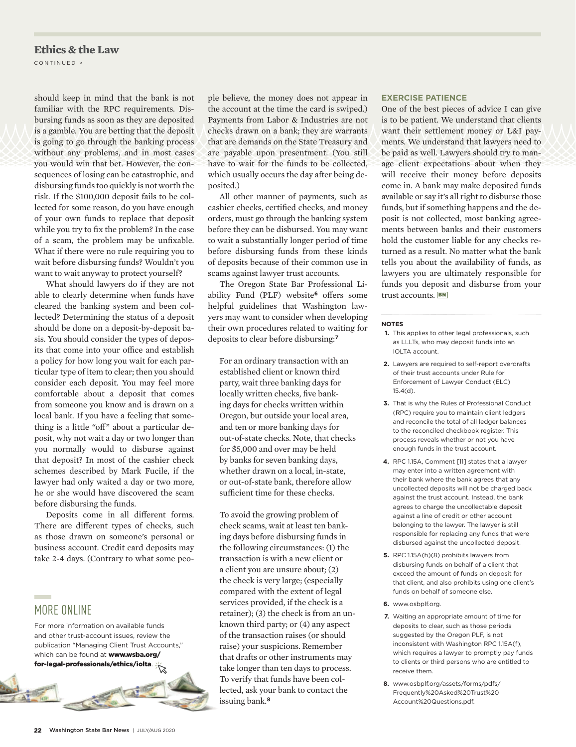should keep in mind that the bank is not familiar with the RPC requirements. Disbursing funds as soon as they are deposited is a gamble. You are betting that the deposit is going to go through the banking process without any problems, and in most cases you would win that bet. However, the consequences of losing can be catastrophic, and disbursing funds too quickly is not worth the risk. If the $100,000 deposit fails to be collected for some reason, do you have enough of your own funds to replace that deposit while you try to fix the problem? In the case of a scam, the problem may be unfixable. What if there were no rule requiring you to wait before disbursing funds? Wouldn't you want to wait anyway to protect yourself?

What should lawyers do if they are not able to clearly determine when funds have cleared the banking system and been collected? Determining the status of a deposit should be done on a deposit-by-deposit basis. You should consider the types of deposits that come into your office and establish a policy for how long you wait for each particular type of item to clear; then you should consider each deposit. You may feel more comfortable about a deposit that comes from someone you know and is drawn on a local bank. If you have a feeling that something is a little "off" about a particular deposit, why not wait a day or two longer than you normally would to disburse against that deposit? In most of the cashier check schemes described by Mark Fucile, if the lawyer had only waited a day or two more, he or she would have discovered the scam before disbursing the funds.

Deposits come in all different forms. There are different types of checks, such as those drawn on someone's personal or business account. Credit card deposits may take 2-4 days. (Contrary to what some people believe, the money does not appear in the account at the time the card is swiped.) Payments from Labor & Industries are not checks drawn on a bank; they are warrants that are demands on the State Treasury and are payable upon presentment. (You still have to wait for the funds to be collected, which usually occurs the day after being deposited.)

All other manner of payments, such as cashier checks, certified checks, and money orders, must go through the banking system before they can be disbursed. You may want to wait a substantially longer period of time before disbursing funds from these kinds of deposits because of their common use in scams against lawyer trust accounts.

The Oregon State Bar Professional Liability Fund (PLF) website[6] offers some helpful guidelines that Washington lawyers may want to consider when developing their own procedures related to waiting for deposits to clear before disbursing:[7]

> For an ordinary transaction with an established client or known third party, wait three banking days for locally written checks, five banking days for checks written within Oregon, but outside your local area, and ten or more banking days for out-of-state checks. Note, that checks for $5,000 and over may be held by banks for seven banking days, whether drawn on a local, in-state, or out-of-state bank, therefore allow sufficient time for these checks.
>
> To avoid the growing problem of check scams, wait at least ten banking days before disbursing funds in the following circumstances: (1) the transaction is with a new client or a client you are unsure about; (2) the check is very large; (especially compared with the extent of legal services provided, if the check is a retainer); (3) the check is from an unknown third party; or (4) any aspect of the transaction raises (or should raise) your suspicions. Remember that drafts or other instruments may take longer than ten days to process. To verify that funds have been collected, ask your bank to contact the issuing bank.[8]

### EXERCISE PATIENCE

One of the best pieces of advice I can give is to be patient. We understand that clients want their settlement money or L&I payments. We understand that lawyers need to be paid as well. Lawyers should try to manage client expectations about when they will receive their money before deposits come in. A bank may make deposited funds available or say it's all right to disburse those funds, but if something happens and the deposit is not collected, most banking agreements between banks and their customers hold the customer liable for any checks returned as a result. No matter what the bank tells you about the availability of funds, as lawyers you are ultimately responsible for funds you deposit and disburse from your trust accounts.

## MORE ONLINE

For more information on available funds and other trust-account issues, review the publication "Managing Client Trust Accounts," which can be found at **www.wsba.org/for-legal-professionals/ethics/iolta**.

### NOTES

1. This applies to other legal professionals, such as LLLTs, who may deposit funds into an IOLTA account.
2. Lawyers are required to self-report overdrafts of their trust accounts under Rule for Enforcement of Lawyer Conduct (ELC) 15.4(d).
3. That is why the Rules of Professional Conduct (RPC) require you to maintain client ledgers and reconcile the total of all ledger balances to the reconciled checkbook register. This process reveals whether or not you have enough funds in the trust account.
4. RPC 1.15A, Comment [11] states that a lawyer may enter into a written agreement with their bank where the bank agrees that any uncollected deposits will not be charged back against the trust account. Instead, the bank agrees to charge the uncollectable deposit against a line of credit or other account belonging to the lawyer. The lawyer is still responsible for replacing any funds that were disbursed against the uncollected deposit.
5. RPC 1.15A(h)(8) prohibits lawyers from disbursing funds on behalf of a client that exceed the amount of funds on deposit for that client, and also prohibits using one client's funds on behalf of someone else.
6. www.osbplf.org.
7. Waiting an appropriate amount of time for deposits to clear, such as those periods suggested by the Oregon PLF, is not inconsistent with Washington RPC 1.15A(f), which requires a lawyer to promptly pay funds to clients or third persons who are entitled to receive them.
8. www.osbplf.org/assets/forms/pdfs/Frequently%20Asked%20Trust%20Account%20Questions.pdf.